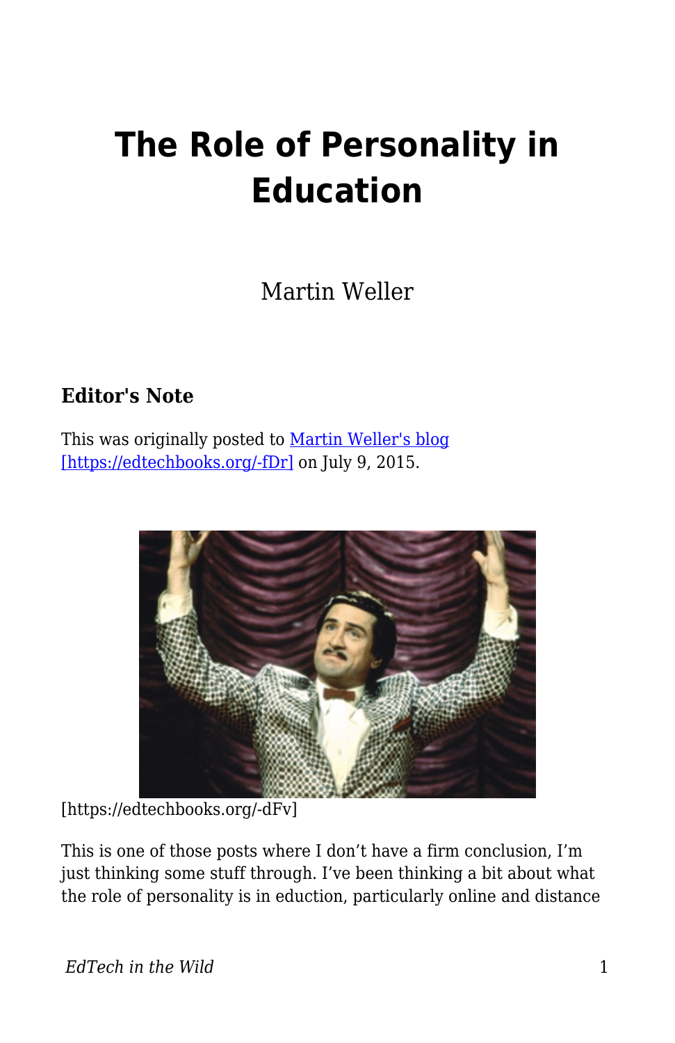# The Role of Personality in Education

Martin Weller

### Editor's Note

This was originally posted to [Martin Weller's blog [https://edtechbooks.org/-fDr]](https://edtechbooks.org/-fDr) on July 9, 2015.

[https://edtechbooks.org/-dFv]

This is one of those posts where I don't have a firm conclusion, I'm just thinking some stuff through. I've been thinking a bit about what the role of personality is in eduction, particularly online and distance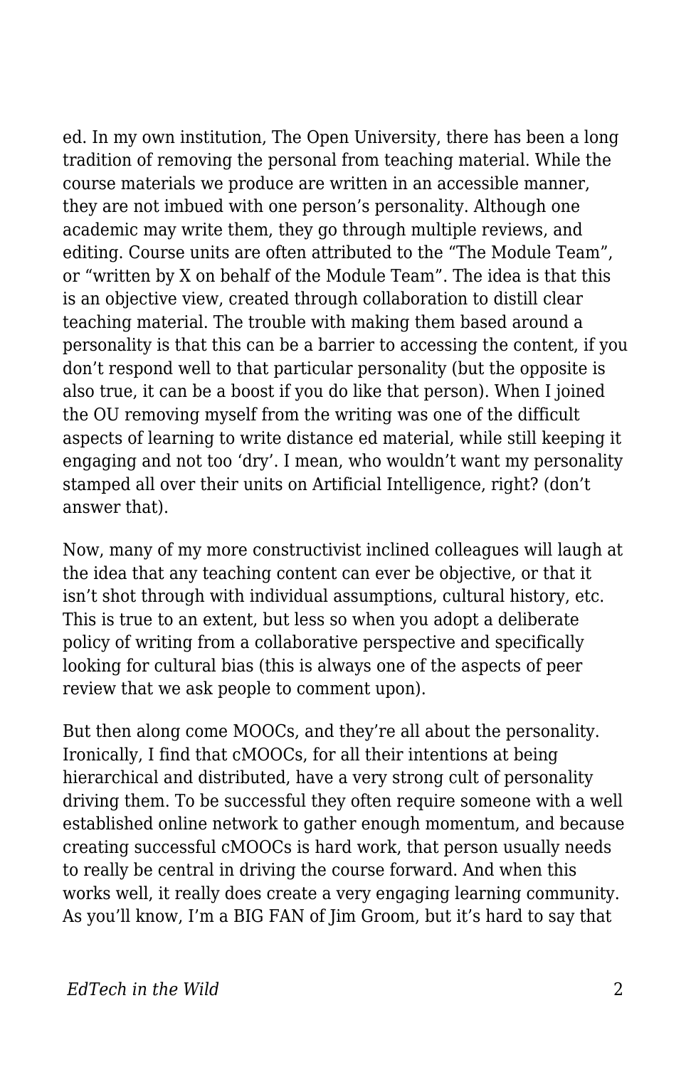ed. In my own institution, The Open University, there has been a long tradition of removing the personal from teaching material. While the course materials we produce are written in an accessible manner, they are not imbued with one person's personality. Although one academic may write them, they go through multiple reviews, and editing. Course units are often attributed to the "The Module Team", or "written by X on behalf of the Module Team". The idea is that this is an objective view, created through collaboration to distill clear teaching material. The trouble with making them based around a personality is that this can be a barrier to accessing the content, if you don't respond well to that particular personality (but the opposite is also true, it can be a boost if you do like that person). When I joined the OU removing myself from the writing was one of the difficult aspects of learning to write distance ed material, while still keeping it engaging and not too 'dry'. I mean, who wouldn't want my personality stamped all over their units on Artificial Intelligence, right? (don't answer that).

Now, many of my more constructivist inclined colleagues will laugh at the idea that any teaching content can ever be objective, or that it isn't shot through with individual assumptions, cultural history, etc. This is true to an extent, but less so when you adopt a deliberate policy of writing from a collaborative perspective and specifically looking for cultural bias (this is always one of the aspects of peer review that we ask people to comment upon).

But then along come MOOCs, and they're all about the personality. Ironically, I find that cMOOCs, for all their intentions at being hierarchical and distributed, have a very strong cult of personality driving them. To be successful they often require someone with a well established online network to gather enough momentum, and because creating successful cMOOCs is hard work, that person usually needs to really be central in driving the course forward. And when this works well, it really does create a very engaging learning community. As you'll know, I'm a BIG FAN of Jim Groom, but it's hard to say that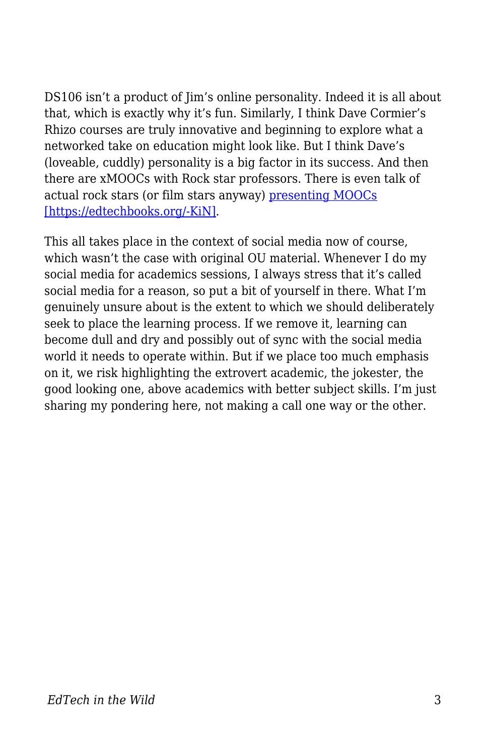DS106 isn't a product of Jim's online personality. Indeed it is all about that, which is exactly why it's fun. Similarly, I think Dave Cormier's Rhizo courses are truly innovative and beginning to explore what a networked take on education might look like. But I think Dave's (loveable, cuddly) personality is a big factor in its success. And then there are xMOOCs with Rock star professors. There is even talk of actual rock stars (or film stars anyway) presenting MOOCs [https://edtechbooks.org/-KiN].

This all takes place in the context of social media now of course, which wasn't the case with original OU material. Whenever I do my social media for academics sessions, I always stress that it's called social media for a reason, so put a bit of yourself in there. What I'm genuinely unsure about is the extent to which we should deliberately seek to place the learning process. If we remove it, learning can become dull and dry and possibly out of sync with the social media world it needs to operate within. But if we place too much emphasis on it, we risk highlighting the extrovert academic, the jokester, the good looking one, above academics with better subject skills. I'm just sharing my pondering here, not making a call one way or the other.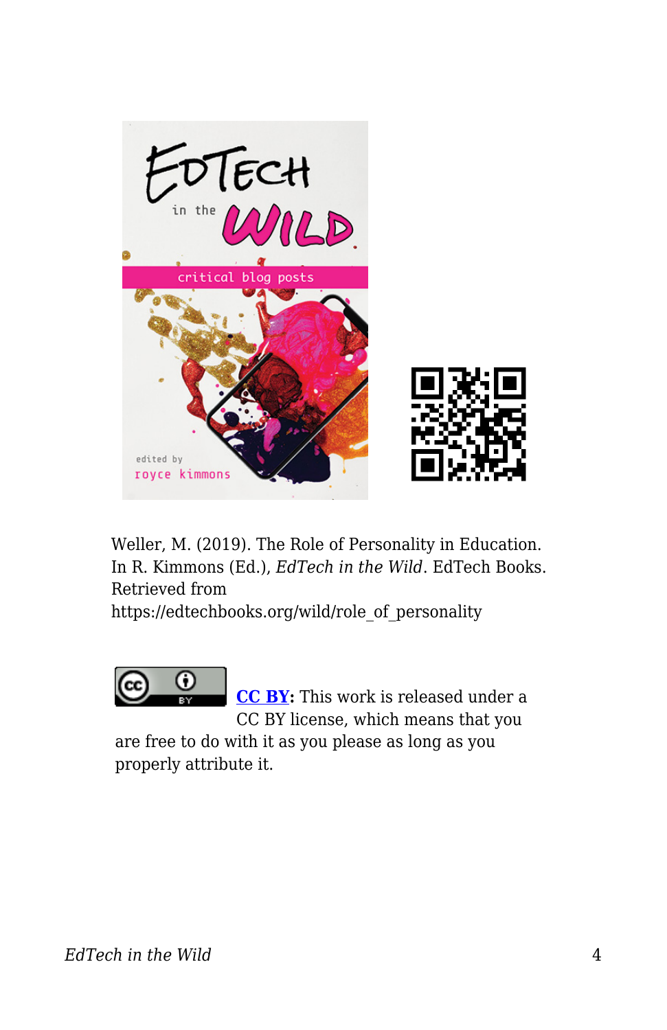Weller, M. (2019). The Role of Personality in Education. In R. Kimmons (Ed.), *EdTech in the Wild*. EdTech Books. Retrieved from https://edtechbooks.org/wild/role_of_personality

**CC BY:** This work is released under a CC BY license, which means that you are free to do with it as you please as long as you properly attribute it.